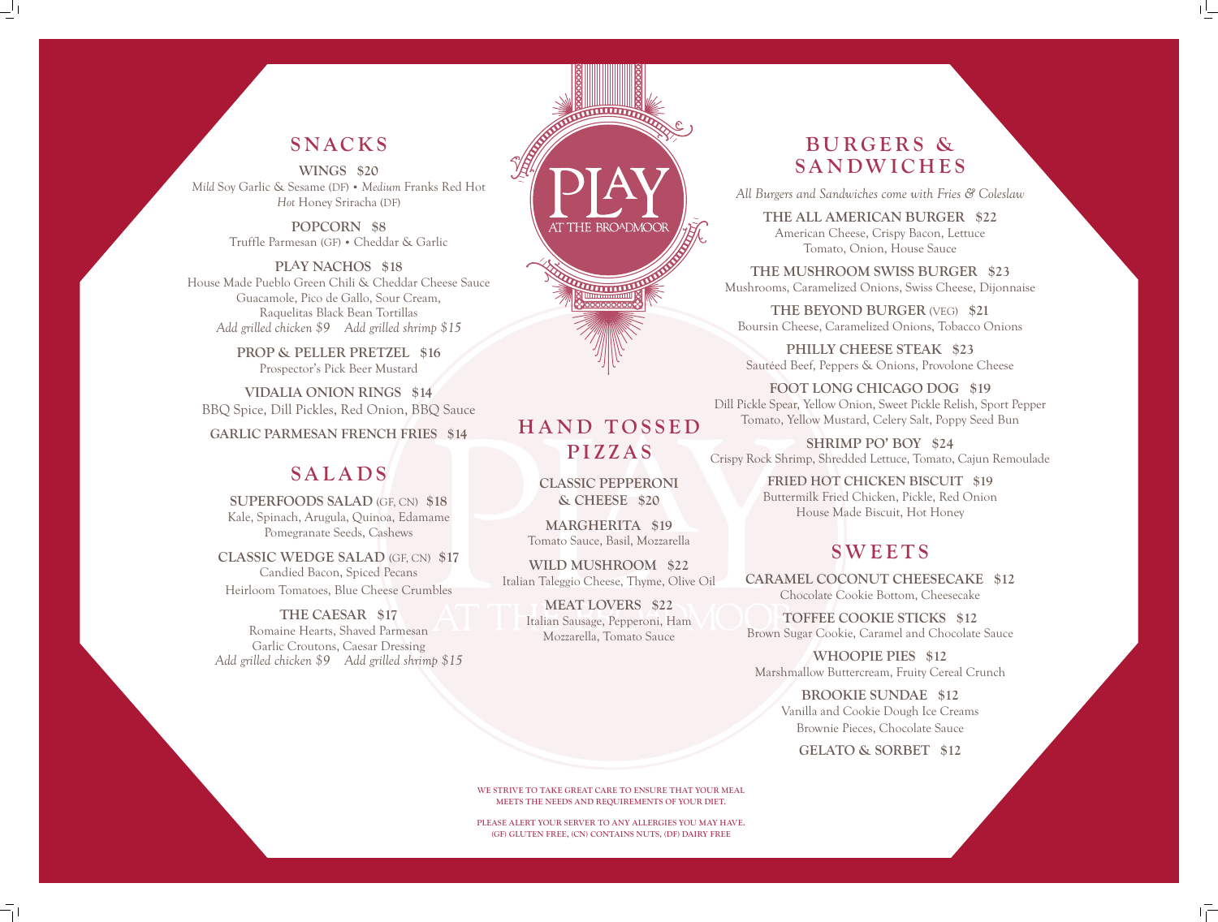# PLAY AT THE BROADMOOR

## SNACKS

**WINGS $20**
*Mild* Soy Garlic & Sesame (DF) • *Medium* Franks Red Hot
*Hot* Honey Sriracha (DF)

**POPCORN $8**
Truffle Parmesan (GF) • Cheddar & Garlic

**PLAY NACHOS $18**
House Made Pueblo Green Chili & Cheddar Cheese Sauce
Guacamole, Pico de Gallo, Sour Cream,
Raquelitas Black Bean Tortillas
*Add grilled chicken $9 Add grilled shrimp $15*

**PROP & PELLER PRETZEL $16**
Prospector's Pick Beer Mustard

**VIDALIA ONION RINGS $14**
BBQ Spice, Dill Pickles, Red Onion, BBQ Sauce

**GARLIC PARMESAN FRENCH FRIES $14**

## SALADS

**SUPERFOODS SALAD** (GF, CN) **$18**
Kale, Spinach, Arugula, Quinoa, Edamame
Pomegranate Seeds, Cashews

**CLASSIC WEDGE SALAD** (GF, CN) **$17**
Candied Bacon, Spiced Pecans
Heirloom Tomatoes, Blue Cheese Crumbles

**THE CAESAR $17**
Romaine Hearts, Shaved Parmesan
Garlic Croutons, Caesar Dressing
*Add grilled chicken $9 Add grilled shrimp $15*

## HAND TOSSED PIZZAS

**CLASSIC PEPPERONI & CHEESE $20**

**MARGHERITA $19**
Tomato Sauce, Basil, Mozzarella

**WILD MUSHROOM $22**
Italian Taleggio Cheese, Thyme, Olive Oil

**MEAT LOVERS $22**
Italian Sausage, Pepperoni, Ham
Mozzarella, Tomato Sauce

## BURGERS & SANDWICHES

*All Burgers and Sandwiches come with Fries & Coleslaw*

**THE ALL AMERICAN BURGER $22**
American Cheese, Crispy Bacon, Lettuce
Tomato, Onion, House Sauce

**THE MUSHROOM SWISS BURGER $23**
Mushrooms, Caramelized Onions, Swiss Cheese, Dijonnaise

**THE BEYOND BURGER** (VEG) **$21**
Boursin Cheese, Caramelized Onions, Tobacco Onions

**PHILLY CHEESE STEAK $23**
Sautéed Beef, Peppers & Onions, Provolone Cheese

**FOOT LONG CHICAGO DOG $19**
Dill Pickle Spear, Yellow Onion, Sweet Pickle Relish, Sport Pepper
Tomato, Yellow Mustard, Celery Salt, Poppy Seed Bun

**SHRIMP PO' BOY $24**
Crispy Rock Shrimp, Shredded Lettuce, Tomato, Cajun Remoulade

**FRIED HOT CHICKEN BISCUIT $19**
Buttermilk Fried Chicken, Pickle, Red Onion
House Made Biscuit, Hot Honey

## SWEETS

**CARAMEL COCONUT CHEESECAKE $12**
Chocolate Cookie Bottom, Cheesecake

**TOFFEE COOKIE STICKS $12**
Brown Sugar Cookie, Caramel and Chocolate Sauce

**WHOOPIE PIES $12**
Marshmallow Buttercream, Fruity Cereal Crunch

**BROOKIE SUNDAE $12**
Vanilla and Cookie Dough Ice Creams
Brownie Pieces, Chocolate Sauce

**GELATO & SORBET $12**

WE STRIVE TO TAKE GREAT CARE TO ENSURE THAT YOUR MEAL MEETS THE NEEDS AND REQUIREMENTS OF YOUR DIET.

PLEASE ALERT YOUR SERVER TO ANY ALLERGIES YOU MAY HAVE.
(GF) GLUTEN FREE, (CN) CONTAINS NUTS, (DF) DAIRY FREE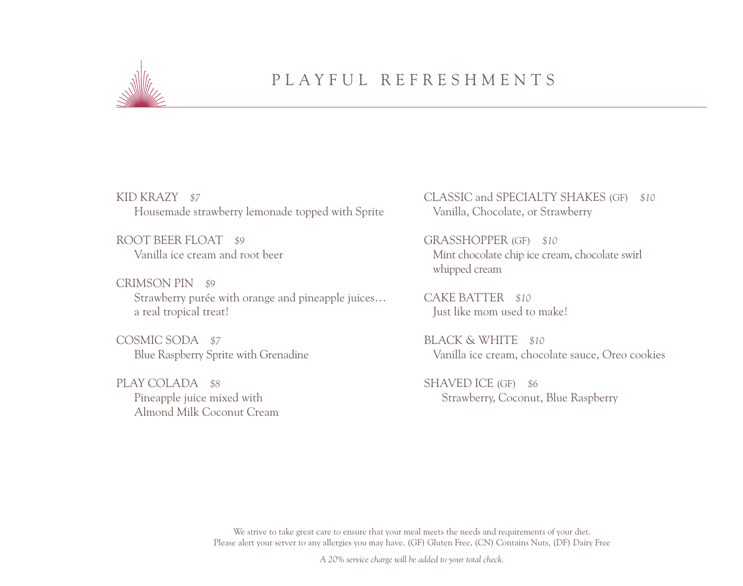# PLAYFUL REFRESHMENTS

KID KRAZY *$7*
Housemade strawberry lemonade topped with Sprite

ROOT BEER FLOAT *$9*
Vanilla ice cream and root beer

CRIMSON PIN *$9*
Strawberry purée with orange and pineapple juices… a real tropical treat!

COSMIC SODA *$7*
Blue Raspberry Sprite with Grenadine

PLAY COLADA *$8*
Pineapple juice mixed with Almond Milk Coconut Cream

CLASSIC and SPECIALTY SHAKES (GF) *$10*
Vanilla, Chocolate, or Strawberry

GRASSHOPPER (GF) *$10*
Mint chocolate chip ice cream, chocolate swirl whipped cream

CAKE BATTER *$10*
Just like mom used to make!

BLACK & WHITE *$10*
Vanilla ice cream, chocolate sauce, Oreo cookies

SHAVED ICE (GF) *$6*
Strawberry, Coconut, Blue Raspberry

We strive to take great care to ensure that your meal meets the needs and requirements of your diet.
Please alert your server to any allergies you may have. (GF) Gluten Free, (CN) Contains Nuts, (DF) Dairy Free

*A 20% service charge will be added to your total check.*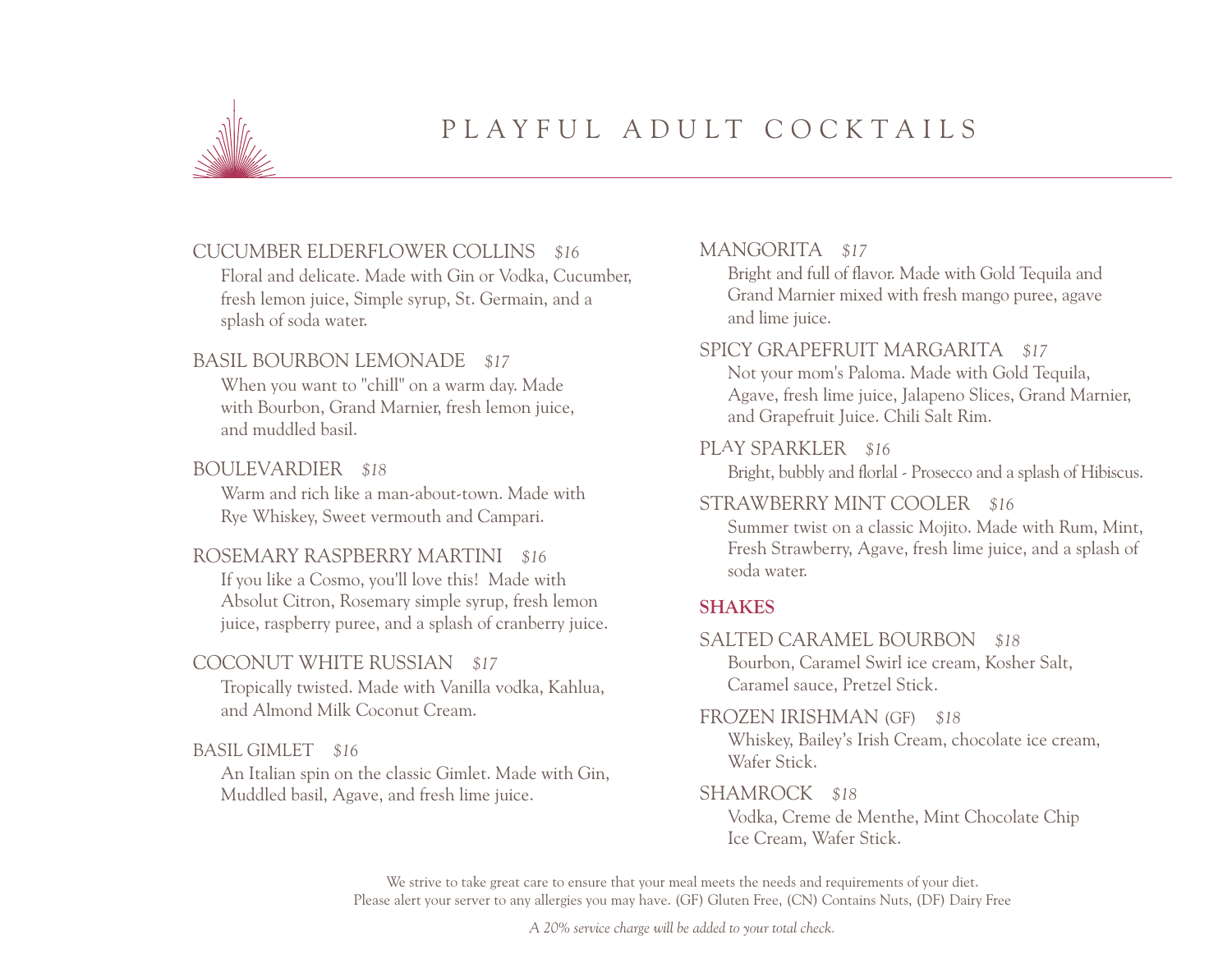# PLAYFUL ADULT COCKTAILS

**CUCUMBER ELDERFLOWER COLLINS** *$16*
Floral and delicate. Made with Gin or Vodka, Cucumber, fresh lemon juice, Simple syrup, St. Germain, and a splash of soda water.

**BASIL BOURBON LEMONADE** *$17*
When you want to "chill" on a warm day. Made with Bourbon, Grand Marnier, fresh lemon juice, and muddled basil.

**BOULEVARDIER** *$18*
Warm and rich like a man-about-town. Made with Rye Whiskey, Sweet vermouth and Campari.

**ROSEMARY RASPBERRY MARTINI** *$16*
If you like a Cosmo, you'll love this! Made with Absolut Citron, Rosemary simple syrup, fresh lemon juice, raspberry puree, and a splash of cranberry juice.

**COCONUT WHITE RUSSIAN** *$17*
Tropically twisted. Made with Vanilla vodka, Kahlua, and Almond Milk Coconut Cream.

**BASIL GIMLET** *$16*
An Italian spin on the classic Gimlet. Made with Gin, Muddled basil, Agave, and fresh lime juice.

**MANGORITA** *$17*
Bright and full of flavor. Made with Gold Tequila and Grand Marnier mixed with fresh mango puree, agave and lime juice.

**SPICY GRAPEFRUIT MARGARITA** *$17*
Not your mom's Paloma. Made with Gold Tequila, Agave, fresh lime juice, Jalapeno Slices, Grand Marnier, and Grapefruit Juice. Chili Salt Rim.

**PLAY SPARKLER** *$16*
Bright, bubbly and florlal - Prosecco and a splash of Hibiscus.

**STRAWBERRY MINT COOLER** *$16*
Summer twist on a classic Mojito. Made with Rum, Mint, Fresh Strawberry, Agave, fresh lime juice, and a splash of soda water.

## SHAKES

**SALTED CARAMEL BOURBON** *$18*
Bourbon, Caramel Swirl ice cream, Kosher Salt, Caramel sauce, Pretzel Stick.

**FROZEN IRISHMAN (GF)** *$18*
Whiskey, Bailey's Irish Cream, chocolate ice cream, Wafer Stick.

**SHAMROCK** *$18*
Vodka, Creme de Menthe, Mint Chocolate Chip Ice Cream, Wafer Stick.

We strive to take great care to ensure that your meal meets the needs and requirements of your diet.
Please alert your server to any allergies you may have. (GF) Gluten Free, (CN) Contains Nuts, (DF) Dairy Free

*A 20% service charge will be added to your total check.*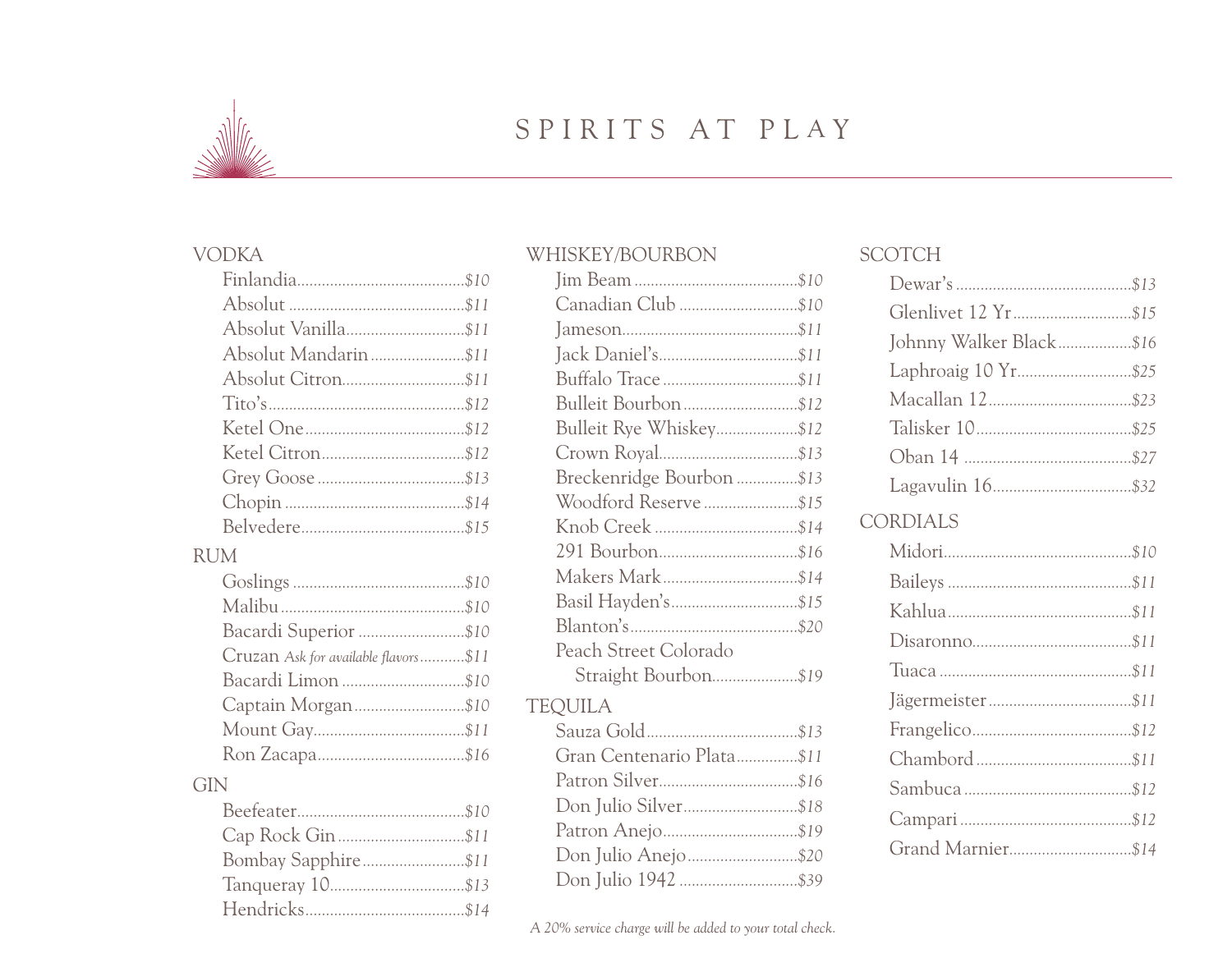# SPIRITS AT PLAY

## VODKA

- Finlandia ... *$10*
- Absolut ... *$11*
- Absolut Vanilla ... *$11*
- Absolut Mandarin ... *$11*
- Absolut Citron ... *$11*
- Tito's ... *$12*
- Ketel One ... *$12*
- Ketel Citron ... *$12*
- Grey Goose ... *$13*
- Chopin ... *$14*
- Belvedere ... *$15*

## RUM

- Goslings ... *$10*
- Malibu ... *$10*
- Bacardi Superior ... *$10*
- Cruzan *Ask for available flavors* ... *$11*
- Bacardi Limon ... *$10*
- Captain Morgan ... *$10*
- Mount Gay ... *$11*
- Ron Zacapa ... *$16*

## GIN

- Beefeater ... *$10*
- Cap Rock Gin ... *$11*
- Bombay Sapphire ... *$11*
- Tanqueray 10 ... *$13*
- Hendricks ... *$14*

## WHISKEY/BOURBON

- Jim Beam ... *$10*
- Canadian Club ... *$10*
- Jameson ... *$11*
- Jack Daniel's ... *$11*
- Buffalo Trace ... *$11*
- Bulleit Bourbon ... *$12*
- Bulleit Rye Whiskey ... *$12*
- Crown Royal ... *$13*
- Breckenridge Bourbon ... *$13*
- Woodford Reserve ... *$15*
- Knob Creek ... *$14*
- 291 Bourbon ... *$16*
- Makers Mark ... *$14*
- Basil Hayden's ... *$15*
- Blanton's ... *$20*
- Peach Street Colorado Straight Bourbon ... *$19*

## TEQUILA

- Sauza Gold ... *$13*
- Gran Centenario Plata ... *$11*
- Patron Silver ... *$16*
- Don Julio Silver ... *$18*
- Patron Anejo ... *$19*
- Don Julio Anejo ... *$20*
- Don Julio 1942 ... *$39*

## SCOTCH

- Dewar's ... *$13*
- Glenlivet 12 Yr ... *$15*
- Johnny Walker Black ... *$16*
- Laphroaig 10 Yr ... *$25*
- Macallan 12 ... *$23*
- Talisker 10 ... *$25*
- Oban 14 ... *$27*
- Lagavulin 16 ... *$32*

## CORDIALS

- Midori ... *$10*
- Baileys ... *$11*
- Kahlua ... *$11*
- Disaronno ... *$11*
- Tuaca ... *$11*
- Jägermeister ... *$11*
- Frangelico ... *$12*
- Chambord ... *$11*
- Sambuca ... *$12*
- Campari ... *$12*
- Grand Marnier ... *$14*

*A 20% service charge will be added to your total check.*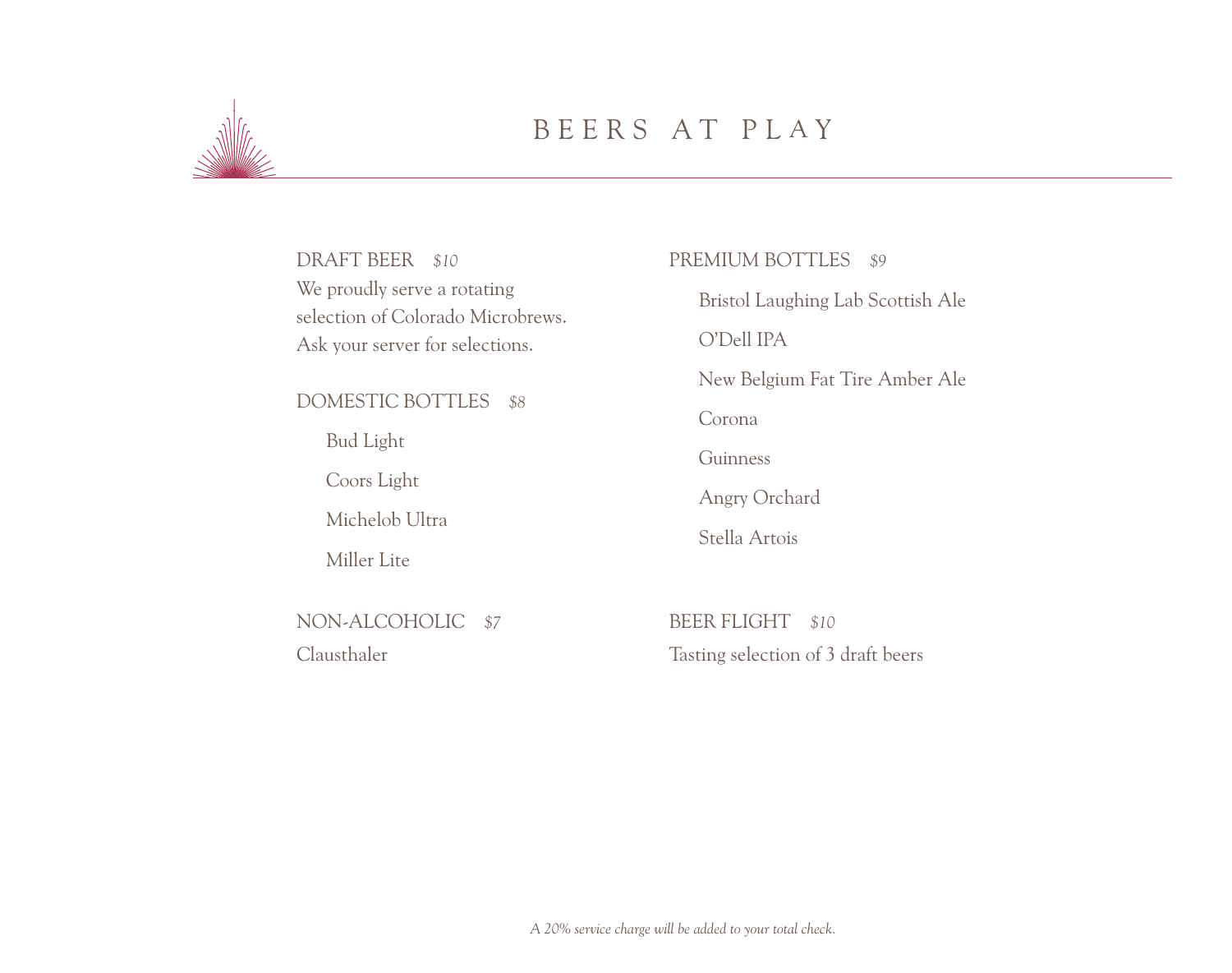# BEERS AT PLAY

## DRAFT BEER *$10*

We proudly serve a rotating selection of Colorado Microbrews. Ask your server for selections.

## DOMESTIC BOTTLES *$8*

- Bud Light
- Coors Light
- Michelob Ultra
- Miller Lite

## NON-ALCOHOLIC *$7*

Clausthaler

## PREMIUM BOTTLES *$9*

- Bristol Laughing Lab Scottish Ale
- O'Dell IPA
- New Belgium Fat Tire Amber Ale
- Corona
- Guinness
- Angry Orchard
- Stella Artois

## BEER FLIGHT *$10*

Tasting selection of 3 draft beers

*A 20% service charge will be added to your total check.*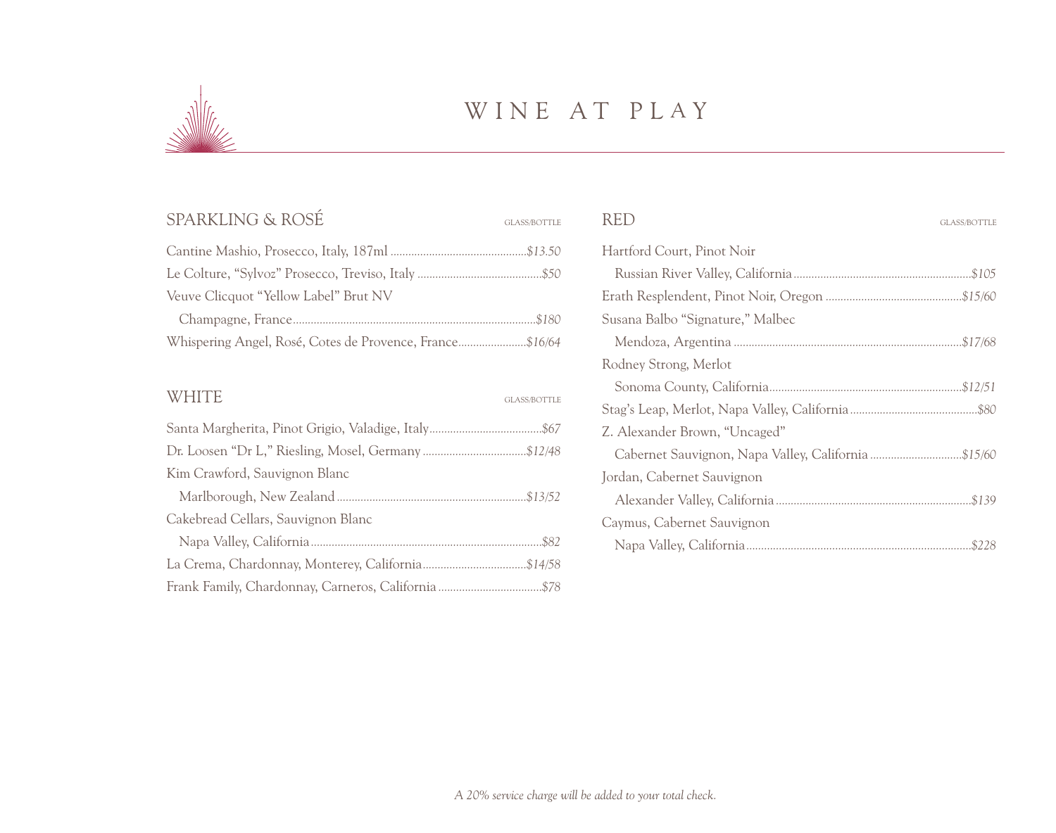# WINE AT PLAY

## SPARKLING & ROSÉ

GLASS/BOTTLE

Cantine Mashio, Prosecco, Italy, 187ml ........ *$13.50*

Le Colture, "Sylvoz" Prosecco, Treviso, Italy ........ *$50*

Veuve Clicquot "Yellow Label" Brut NV
Champagne, France ........ *$180*

Whispering Angel, Rosé, Cotes de Provence, France ........ *$16/64*

## WHITE

GLASS/BOTTLE

Santa Margherita, Pinot Grigio, Valadige, Italy ........ *$67*

Dr. Loosen "Dr L," Riesling, Mosel, Germany ........ *$12/48*

Kim Crawford, Sauvignon Blanc
Marlborough, New Zealand ........ *$13/52*

Cakebread Cellars, Sauvignon Blanc
Napa Valley, California ........ *$82*

La Crema, Chardonnay, Monterey, California ........ *$14/58*

Frank Family, Chardonnay, Carneros, California ........ *$78*

## RED

GLASS/BOTTLE

Hartford Court, Pinot Noir
Russian River Valley, California ........ *$105*

Erath Resplendent, Pinot Noir, Oregon ........ *$15/60*

Susana Balbo "Signature," Malbec
Mendoza, Argentina ........ *$17/68*

Rodney Strong, Merlot
Sonoma County, California ........ *$12/51*

Stag's Leap, Merlot, Napa Valley, California ........ *$80*

Z. Alexander Brown, "Uncaged"
Cabernet Sauvignon, Napa Valley, California ........ *$15/60*

Jordan, Cabernet Sauvignon
Alexander Valley, California ........ *$139*

Caymus, Cabernet Sauvignon
Napa Valley, California ........ *$228*

*A 20% service charge will be added to your total check.*